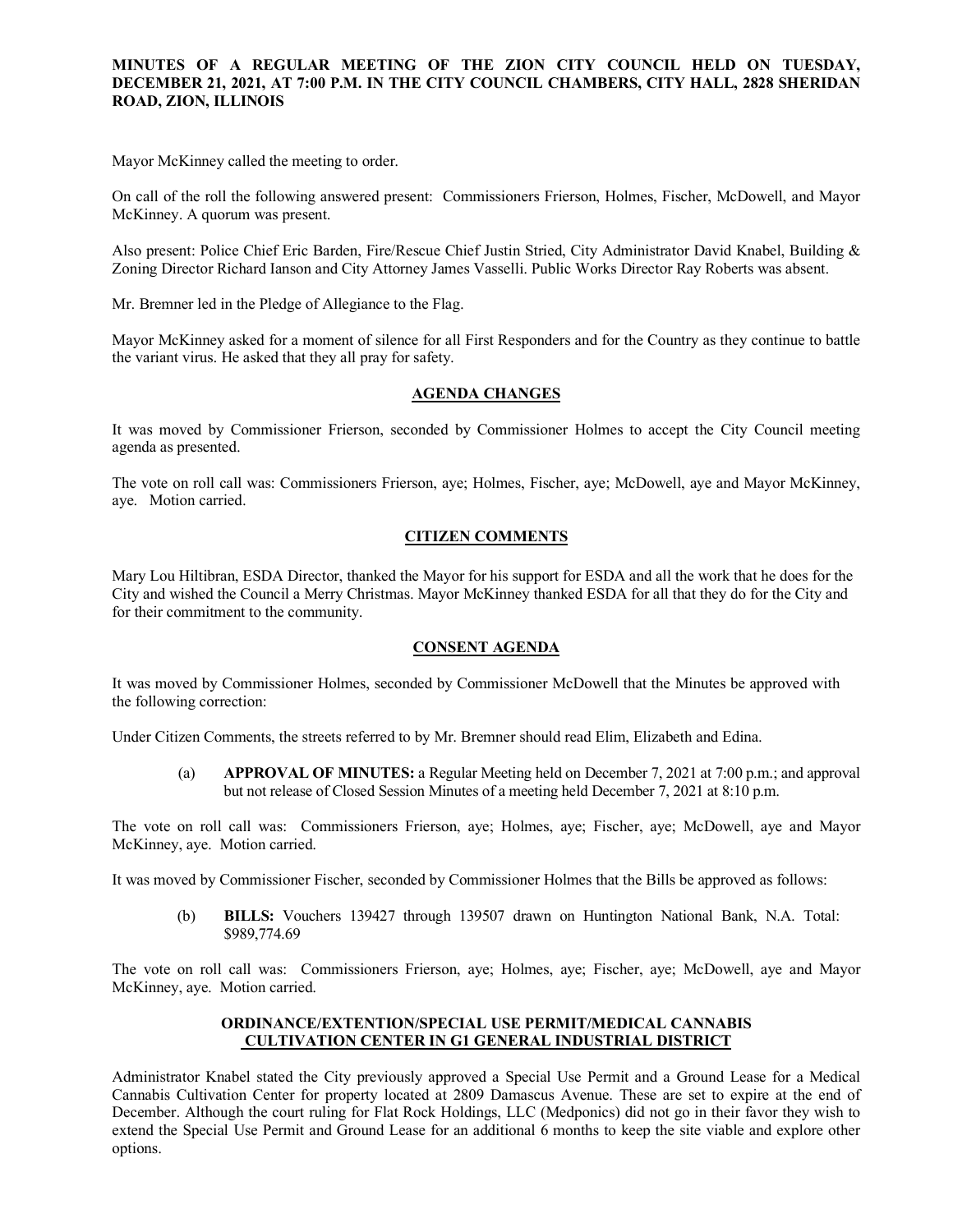**MINUTES OF A REGULAR MEETING OF THE ZION CITY COUNCIL HELD ON TUESDAY, DECEMBER 21, 2021, AT 7:00 P.M. IN THE CITY COUNCIL CHAMBERS, CITY HALL, 2828 SHERIDAN ROAD, ZION, ILLINOIS**

Mayor McKinney called the meeting to order.

On call of the roll the following answered present: Commissioners Frierson, Holmes, Fischer, McDowell, and Mayor McKinney. A quorum was present.

Also present: Police Chief Eric Barden, Fire/Rescue Chief Justin Stried, City Administrator David Knabel, Building & Zoning Director Richard Ianson and City Attorney James Vasselli. Public Works Director Ray Roberts was absent.

Mr. Bremner led in the Pledge of Allegiance to the Flag.

Mayor McKinney asked for a moment of silence for all First Responders and for the Country as they continue to battle the variant virus. He asked that they all pray for safety.

## AGENDA CHANGES

It was moved by Commissioner Frierson, seconded by Commissioner Holmes to accept the City Council meeting agenda as presented.

The vote on roll call was: Commissioners Frierson, aye; Holmes, Fischer, aye; McDowell, aye and Mayor McKinney, aye. Motion carried.

## CITIZEN COMMENTS

Mary Lou Hiltibran, ESDA Director, thanked the Mayor for his support for ESDA and all the work that he does for the City and wished the Council a Merry Christmas. Mayor McKinney thanked ESDA for all that they do for the City and for their commitment to the community.

## CONSENT AGENDA

It was moved by Commissioner Holmes, seconded by Commissioner McDowell that the Minutes be approved with the following correction:

Under Citizen Comments, the streets referred to by Mr. Bremner should read Elim, Elizabeth and Edina.

> (a) **APPROVAL OF MINUTES:** a Regular Meeting held on December 7, 2021 at 7:00 p.m.; and approval but not release of Closed Session Minutes of a meeting held December 7, 2021 at 8:10 p.m.

The vote on roll call was: Commissioners Frierson, aye; Holmes, aye; Fischer, aye; McDowell, aye and Mayor McKinney, aye. Motion carried.

It was moved by Commissioner Fischer, seconded by Commissioner Holmes that the Bills be approved as follows:

> (b) **BILLS:** Vouchers 139427 through 139507 drawn on Huntington National Bank, N.A. Total: $989,774.69

The vote on roll call was: Commissioners Frierson, aye; Holmes, aye; Fischer, aye; McDowell, aye and Mayor McKinney, aye. Motion carried.

## ORDINANCE/EXTENTION/SPECIAL USE PERMIT/MEDICAL CANNABIS CULTIVATION CENTER IN G1 GENERAL INDUSTRIAL DISTRICT

Administrator Knabel stated the City previously approved a Special Use Permit and a Ground Lease for a Medical Cannabis Cultivation Center for property located at 2809 Damascus Avenue. These are set to expire at the end of December. Although the court ruling for Flat Rock Holdings, LLC (Medponics) did not go in their favor they wish to extend the Special Use Permit and Ground Lease for an additional 6 months to keep the site viable and explore other options.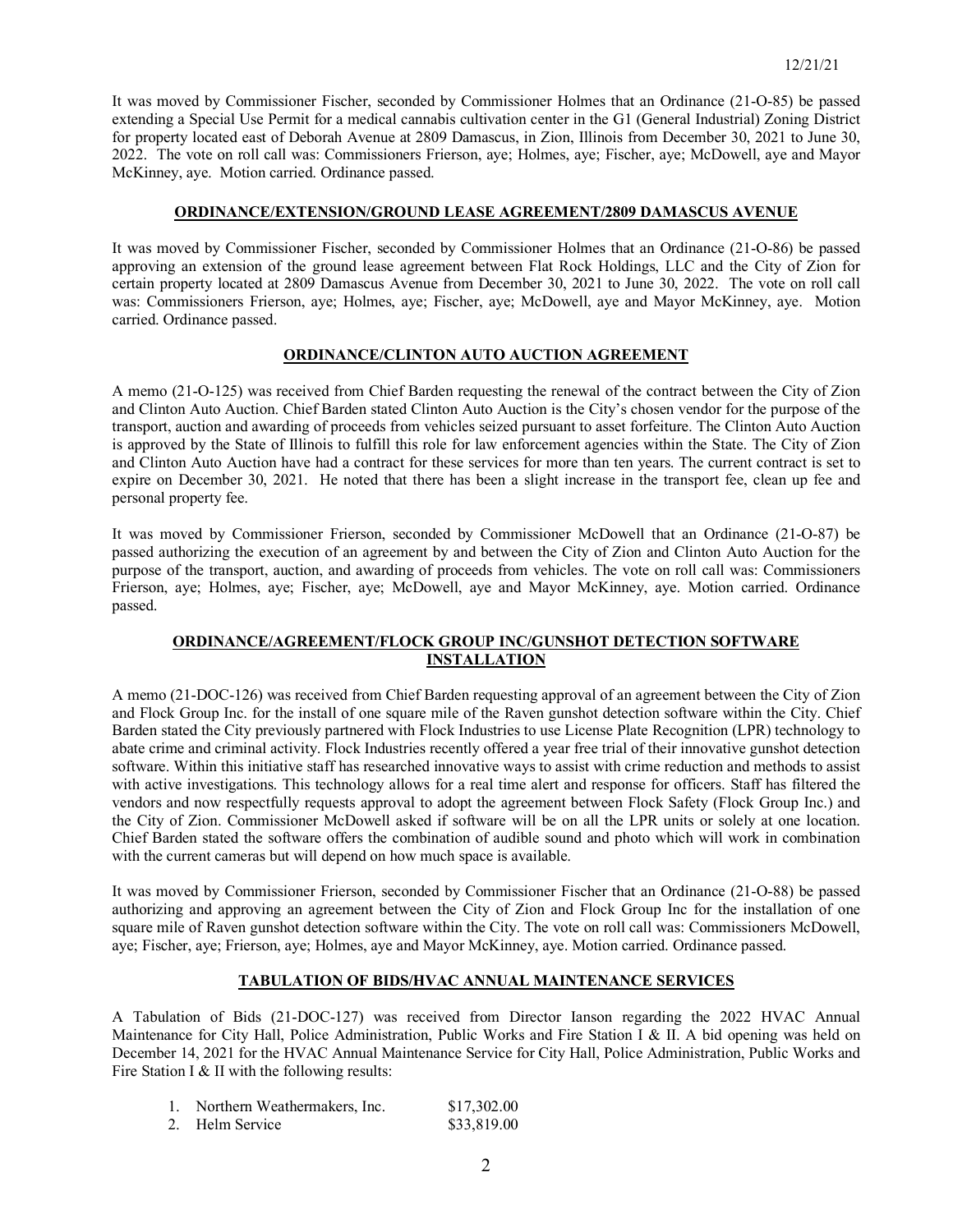It was moved by Commissioner Fischer, seconded by Commissioner Holmes that an Ordinance (21-O-85) be passed extending a Special Use Permit for a medical cannabis cultivation center in the G1 (General Industrial) Zoning District for property located east of Deborah Avenue at 2809 Damascus, in Zion, Illinois from December 30, 2021 to June 30, 2022. The vote on roll call was: Commissioners Frierson, aye; Holmes, aye; Fischer, aye; McDowell, aye and Mayor McKinney, aye. Motion carried. Ordinance passed.

## ORDINANCE/EXTENSION/GROUND LEASE AGREEMENT/2809 DAMASCUS AVENUE

It was moved by Commissioner Fischer, seconded by Commissioner Holmes that an Ordinance (21-O-86) be passed approving an extension of the ground lease agreement between Flat Rock Holdings, LLC and the City of Zion for certain property located at 2809 Damascus Avenue from December 30, 2021 to June 30, 2022. The vote on roll call was: Commissioners Frierson, aye; Holmes, aye; Fischer, aye; McDowell, aye and Mayor McKinney, aye. Motion carried. Ordinance passed.

## ORDINANCE/CLINTON AUTO AUCTION AGREEMENT

A memo (21-O-125) was received from Chief Barden requesting the renewal of the contract between the City of Zion and Clinton Auto Auction. Chief Barden stated Clinton Auto Auction is the City's chosen vendor for the purpose of the transport, auction and awarding of proceeds from vehicles seized pursuant to asset forfeiture. The Clinton Auto Auction is approved by the State of Illinois to fulfill this role for law enforcement agencies within the State. The City of Zion and Clinton Auto Auction have had a contract for these services for more than ten years. The current contract is set to expire on December 30, 2021. He noted that there has been a slight increase in the transport fee, clean up fee and personal property fee.

It was moved by Commissioner Frierson, seconded by Commissioner McDowell that an Ordinance (21-O-87) be passed authorizing the execution of an agreement by and between the City of Zion and Clinton Auto Auction for the purpose of the transport, auction, and awarding of proceeds from vehicles. The vote on roll call was: Commissioners Frierson, aye; Holmes, aye; Fischer, aye; McDowell, aye and Mayor McKinney, aye. Motion carried. Ordinance passed.

## ORDINANCE/AGREEMENT/FLOCK GROUP INC/GUNSHOT DETECTION SOFTWARE INSTALLATION

A memo (21-DOC-126) was received from Chief Barden requesting approval of an agreement between the City of Zion and Flock Group Inc. for the install of one square mile of the Raven gunshot detection software within the City. Chief Barden stated the City previously partnered with Flock Industries to use License Plate Recognition (LPR) technology to abate crime and criminal activity. Flock Industries recently offered a year free trial of their innovative gunshot detection software. Within this initiative staff has researched innovative ways to assist with crime reduction and methods to assist with active investigations. This technology allows for a real time alert and response for officers. Staff has filtered the vendors and now respectfully requests approval to adopt the agreement between Flock Safety (Flock Group Inc.) and the City of Zion. Commissioner McDowell asked if software will be on all the LPR units or solely at one location. Chief Barden stated the software offers the combination of audible sound and photo which will work in combination with the current cameras but will depend on how much space is available.

It was moved by Commissioner Frierson, seconded by Commissioner Fischer that an Ordinance (21-O-88) be passed authorizing and approving an agreement between the City of Zion and Flock Group Inc for the installation of one square mile of Raven gunshot detection software within the City. The vote on roll call was: Commissioners McDowell, aye; Fischer, aye; Frierson, aye; Holmes, aye and Mayor McKinney, aye. Motion carried. Ordinance passed.

## TABULATION OF BIDS/HVAC ANNUAL MAINTENANCE SERVICES

A Tabulation of Bids (21-DOC-127) was received from Director Ianson regarding the 2022 HVAC Annual Maintenance for City Hall, Police Administration, Public Works and Fire Station I & II. A bid opening was held on December 14, 2021 for the HVAC Annual Maintenance Service for City Hall, Police Administration, Public Works and Fire Station I & II with the following results:

1. Northern Weathermakers, Inc. $17,302.00
2. Helm Service $33,819.00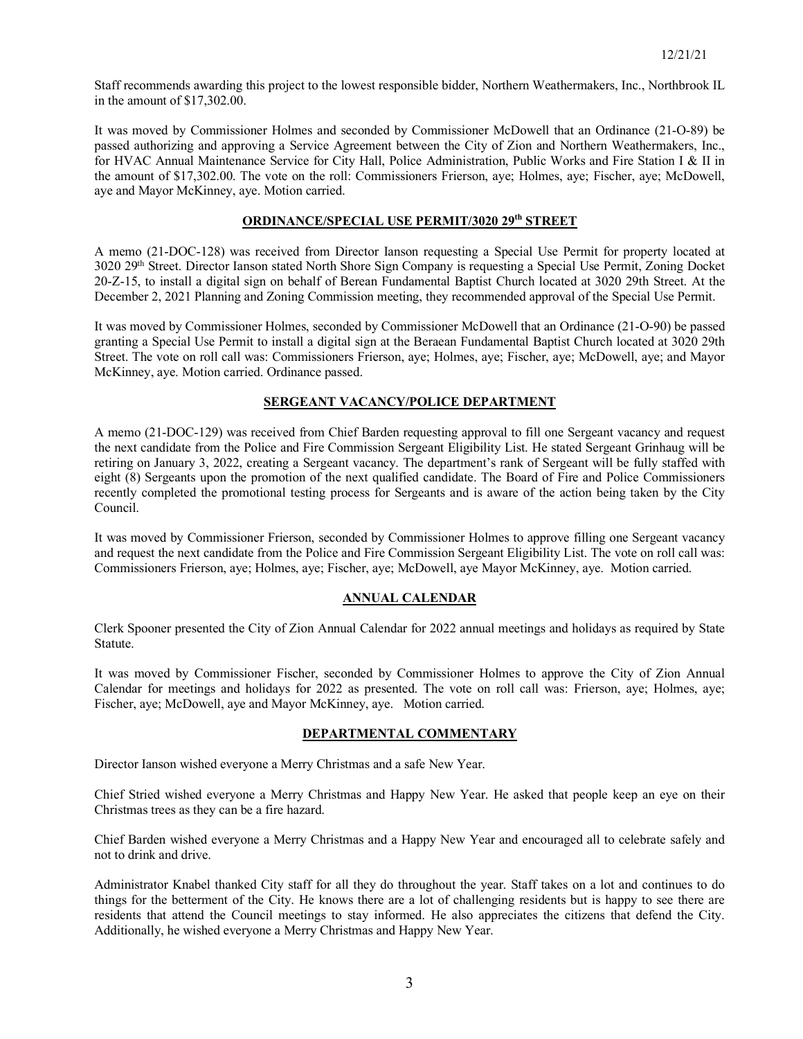Staff recommends awarding this project to the lowest responsible bidder, Northern Weathermakers, Inc., Northbrook IL in the amount of $17,302.00.

It was moved by Commissioner Holmes and seconded by Commissioner McDowell that an Ordinance (21-O-89) be passed authorizing and approving a Service Agreement between the City of Zion and Northern Weathermakers, Inc., for HVAC Annual Maintenance Service for City Hall, Police Administration, Public Works and Fire Station I & II in the amount of $17,302.00. The vote on the roll: Commissioners Frierson, aye; Holmes, aye; Fischer, aye; McDowell, aye and Mayor McKinney, aye. Motion carried.

## ORDINANCE/SPECIAL USE PERMIT/3020 29th STREET

A memo (21-DOC-128) was received from Director Ianson requesting a Special Use Permit for property located at 3020 29th Street. Director Ianson stated North Shore Sign Company is requesting a Special Use Permit, Zoning Docket 20-Z-15, to install a digital sign on behalf of Berean Fundamental Baptist Church located at 3020 29th Street. At the December 2, 2021 Planning and Zoning Commission meeting, they recommended approval of the Special Use Permit.

It was moved by Commissioner Holmes, seconded by Commissioner McDowell that an Ordinance (21-O-90) be passed granting a Special Use Permit to install a digital sign at the Beraean Fundamental Baptist Church located at 3020 29th Street. The vote on roll call was: Commissioners Frierson, aye; Holmes, aye; Fischer, aye; McDowell, aye; and Mayor McKinney, aye. Motion carried. Ordinance passed.

## SERGEANT VACANCY/POLICE DEPARTMENT

A memo (21-DOC-129) was received from Chief Barden requesting approval to fill one Sergeant vacancy and request the next candidate from the Police and Fire Commission Sergeant Eligibility List. He stated Sergeant Grinhaug will be retiring on January 3, 2022, creating a Sergeant vacancy. The department's rank of Sergeant will be fully staffed with eight (8) Sergeants upon the promotion of the next qualified candidate. The Board of Fire and Police Commissioners recently completed the promotional testing process for Sergeants and is aware of the action being taken by the City Council.

It was moved by Commissioner Frierson, seconded by Commissioner Holmes to approve filling one Sergeant vacancy and request the next candidate from the Police and Fire Commission Sergeant Eligibility List. The vote on roll call was: Commissioners Frierson, aye; Holmes, aye; Fischer, aye; McDowell, aye Mayor McKinney, aye. Motion carried.

## ANNUAL CALENDAR

Clerk Spooner presented the City of Zion Annual Calendar for 2022 annual meetings and holidays as required by State Statute.

It was moved by Commissioner Fischer, seconded by Commissioner Holmes to approve the City of Zion Annual Calendar for meetings and holidays for 2022 as presented. The vote on roll call was: Frierson, aye; Holmes, aye; Fischer, aye; McDowell, aye and Mayor McKinney, aye. Motion carried.

## DEPARTMENTAL COMMENTARY

Director Ianson wished everyone a Merry Christmas and a safe New Year.

Chief Stried wished everyone a Merry Christmas and Happy New Year. He asked that people keep an eye on their Christmas trees as they can be a fire hazard.

Chief Barden wished everyone a Merry Christmas and a Happy New Year and encouraged all to celebrate safely and not to drink and drive.

Administrator Knabel thanked City staff for all they do throughout the year. Staff takes on a lot and continues to do things for the betterment of the City. He knows there are a lot of challenging residents but is happy to see there are residents that attend the Council meetings to stay informed. He also appreciates the citizens that defend the City. Additionally, he wished everyone a Merry Christmas and Happy New Year.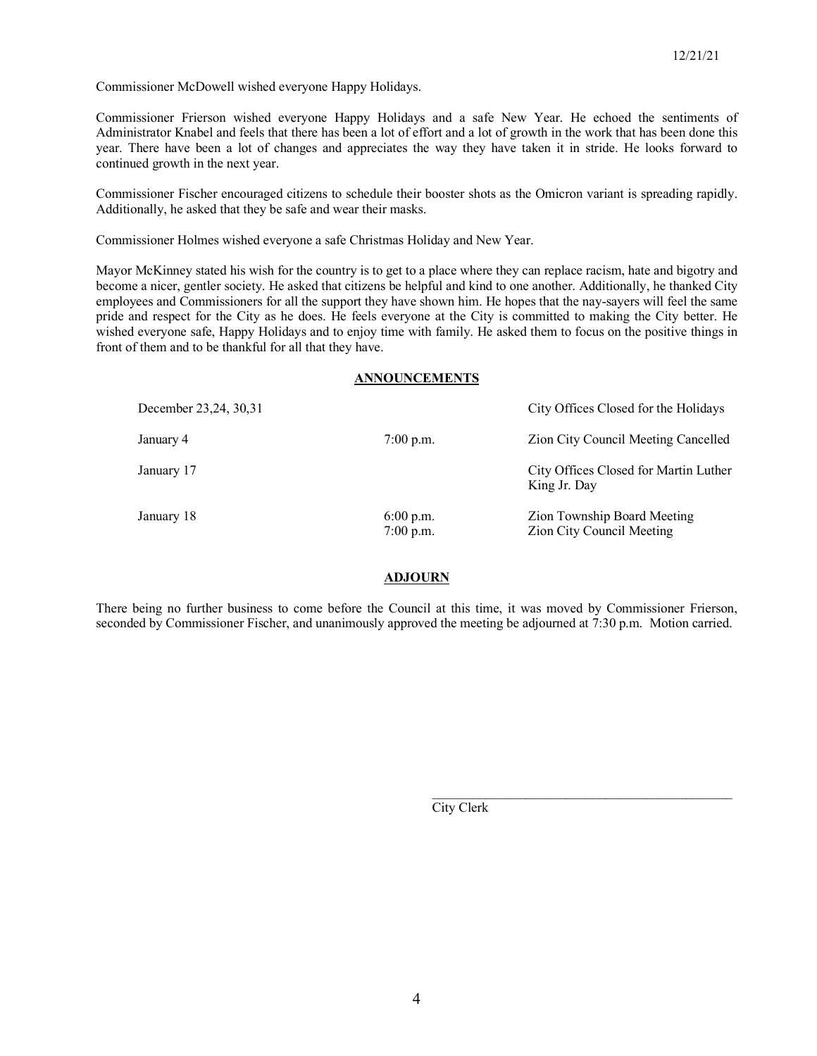Commissioner McDowell wished everyone Happy Holidays.

Commissioner Frierson wished everyone Happy Holidays and a safe New Year. He echoed the sentiments of Administrator Knabel and feels that there has been a lot of effort and a lot of growth in the work that has been done this year. There have been a lot of changes and appreciates the way they have taken it in stride. He looks forward to continued growth in the next year.

Commissioner Fischer encouraged citizens to schedule their booster shots as the Omicron variant is spreading rapidly. Additionally, he asked that they be safe and wear their masks.

Commissioner Holmes wished everyone a safe Christmas Holiday and New Year.

Mayor McKinney stated his wish for the country is to get to a place where they can replace racism, hate and bigotry and become a nicer, gentler society. He asked that citizens be helpful and kind to one another. Additionally, he thanked City employees and Commissioners for all the support they have shown him. He hopes that the nay-sayers will feel the same pride and respect for the City as he does. He feels everyone at the City is committed to making the City better. He wished everyone safe, Happy Holidays and to enjoy time with family. He asked them to focus on the positive things in front of them and to be thankful for all that they have.

## ANNOUNCEMENTS

| | | |
|---|---|---|
| December 23,24, 30,31 | | City Offices Closed for the Holidays |
| January 4 | 7:00 p.m. | Zion City Council Meeting Cancelled |
| January 17 | | City Offices Closed for Martin Luther King Jr. Day |
| January 18 | 6:00 p.m.<br>7:00 p.m. | Zion Township Board Meeting<br>Zion City Council Meeting |

## ADJOURN

There being no further business to come before the Council at this time, it was moved by Commissioner Frierson, seconded by Commissioner Fischer, and unanimously approved the meeting be adjourned at 7:30 p.m. Motion carried.

\_\_\_\_\_\_\_\_\_\_\_\_\_\_\_\_\_\_\_\_\_\_\_\_\_\_\_\_\_\_\_\_\_\_\_\_\_\_\_\_

City Clerk